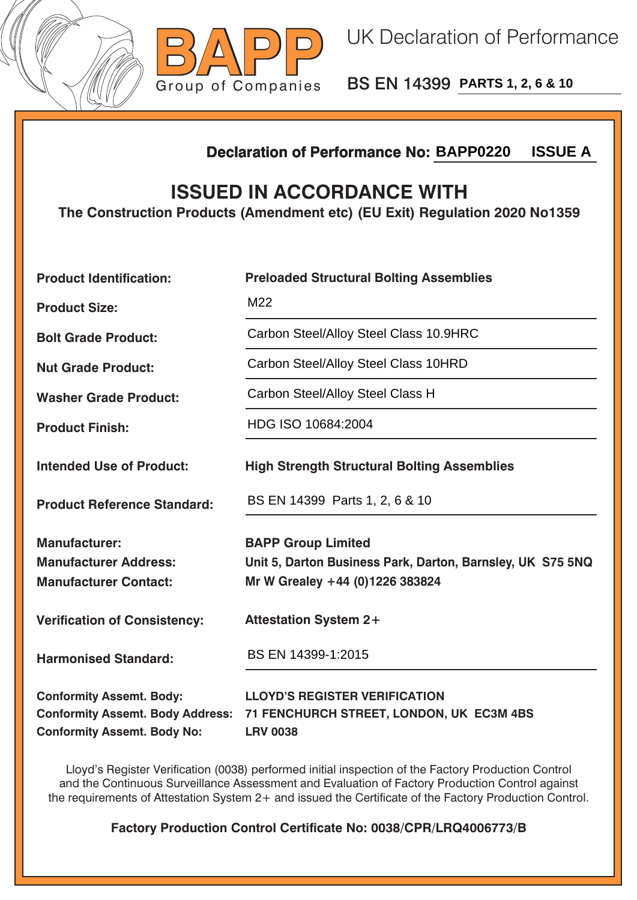**BAPP** Group of Companies

# UK Declaration of Performance

## BS EN 14399 PARTS 1, 2, 6 & 10

**Declaration of Performance No: BAPP0220 ISSUE A**

## ISSUED IN ACCORDANCE WITH

**The Construction Products (Amendment etc) (EU Exit) Regulation 2020 No1359**

| | |
|---|---|
| **Product Identification:** | **Preloaded Structural Bolting Assemblies** |
| **Product Size:** | M22 |
| **Bolt Grade Product:** | Carbon Steel/Alloy Steel Class 10.9HRC |
| **Nut Grade Product:** | Carbon Steel/Alloy Steel Class 10HRD |
| **Washer Grade Product:** | Carbon Steel/Alloy Steel Class H |
| **Product Finish:** | HDG ISO 10684:2004 |
| **Intended Use of Product:** | **High Strength Structural Bolting Assemblies** |
| **Product Reference Standard:** | BS EN 14399 Parts 1, 2, 6 & 10 |
| **Manufacturer:** | **BAPP Group Limited** |
| **Manufacturer Address:** | **Unit 5, Darton Business Park, Darton, Barnsley, UK S75 5NQ** |
| **Manufacturer Contact:** | **Mr W Grealey +44 (0)1226 383824** |
| **Verification of Consistency:** | **Attestation System 2+** |
| **Harmonised Standard:** | BS EN 14399-1:2015 |
| **Conformity Assemt. Body:** | **LLOYD'S REGISTER VERIFICATION** |
| **Conformity Assemt. Body Address:** | **71 FENCHURCH STREET, LONDON, UK EC3M 4BS** |
| **Conformity Assemt. Body No:** | **LRV 0038** |

Lloyd's Register Verification (0038) performed initial inspection of the Factory Production Control and the Continuous Surveillance Assessment and Evaluation of Factory Production Control against the requirements of Attestation System 2+ and issued the Certificate of the Factory Production Control.

**Factory Production Control Certificate No: 0038/CPR/LRQ4006773/B**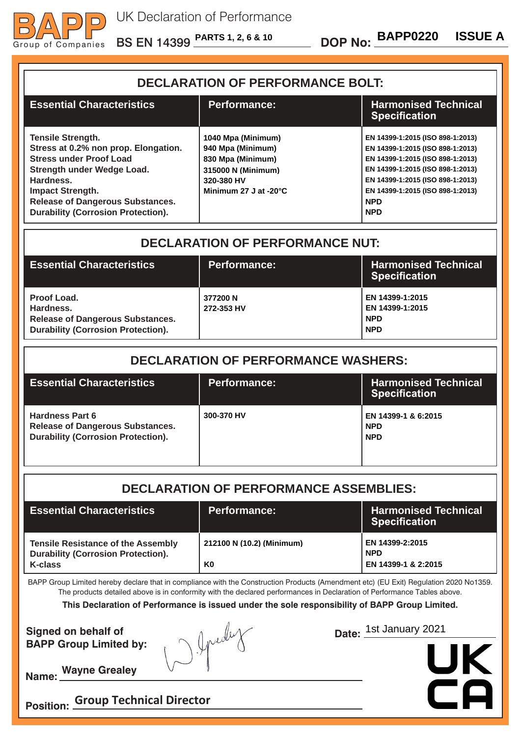UK Declaration of Performance

BS EN 14399 PARTS 1, 2, 6 & 10 DOP No: BAPP0220 ISSUE A

## DECLARATION OF PERFORMANCE BOLT:

| Essential Characteristics | Performance: | Harmonised Technical Specification |
|---|---|---|
| Tensile Strength. | 1040 Mpa (Minimum) | EN 14399-1:2015 (ISO 898-1:2013) |
| Stress at 0.2% non prop. Elongation. | 940 Mpa (Minimum) | EN 14399-1:2015 (ISO 898-1:2013) |
| Stress under Proof Load | 830 Mpa (Minimum) | EN 14399-1:2015 (ISO 898-1:2013) |
| Strength under Wedge Load. | 315000 N (Minimum) | EN 14399-1:2015 (ISO 898-1:2013) |
| Hardness. | 320-380 HV | EN 14399-1:2015 (ISO 898-1:2013) |
| Impact Strength. | Minimum 27 J at -20°C | EN 14399-1:2015 (ISO 898-1:2013) |
| Release of Dangerous Substances. | | NPD |
| Durability (Corrosion Protection). | | NPD |

## DECLARATION OF PERFORMANCE NUT:

| Essential Characteristics | Performance: | Harmonised Technical Specification |
|---|---|---|
| Proof Load. | 377200 N | EN 14399-1:2015 |
| Hardness. | 272-353 HV | EN 14399-1:2015 |
| Release of Dangerous Substances. | | NPD |
| Durability (Corrosion Protection). | | NPD |

## DECLARATION OF PERFORMANCE WASHERS:

| Essential Characteristics | Performance: | Harmonised Technical Specification |
|---|---|---|
| Hardness Part 6 | 300-370 HV | EN 14399-1 & 6:2015 |
| Release of Dangerous Substances. | | NPD |
| Durability (Corrosion Protection). | | NPD |

## DECLARATION OF PERFORMANCE ASSEMBLIES:

| Essential Characteristics | Performance: | Harmonised Technical Specification |
|---|---|---|
| Tensile Resistance of the Assembly | 212100 N (10.2) (Minimum) | EN 14399-2:2015 |
| Durability (Corrosion Protection). | | NPD |
| K-class | K0 | EN 14399-1 & 2:2015 |

BAPP Group Limited hereby declare that in compliance with the Construction Products (Amendment etc) (EU Exit) Regulation 2020 No1359. The products detailed above is in conformity with the declared performances in Declaration of Performance Tables above.

**This Declaration of Performance is issued under the sole responsibility of BAPP Group Limited.**

**Signed on behalf of BAPP Group Limited by:**

**Date:** 1st January 2021

**Name:** Wayne Grealey

**Position:** Group Technical Director

UK CA